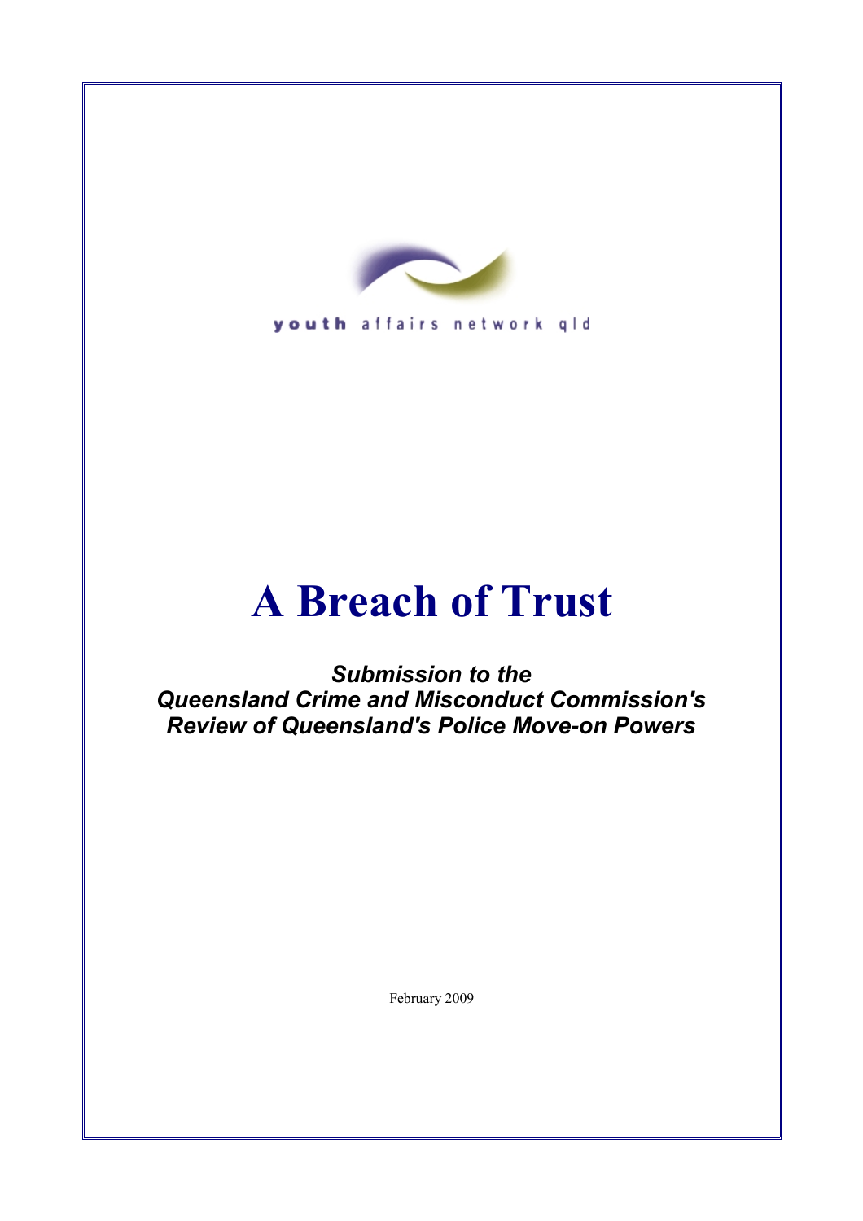youth affairs network qld

# A Breach of Trust

***Submission to the Queensland Crime and Misconduct Commission's Review of Queensland's Police Move-on Powers***

February 2009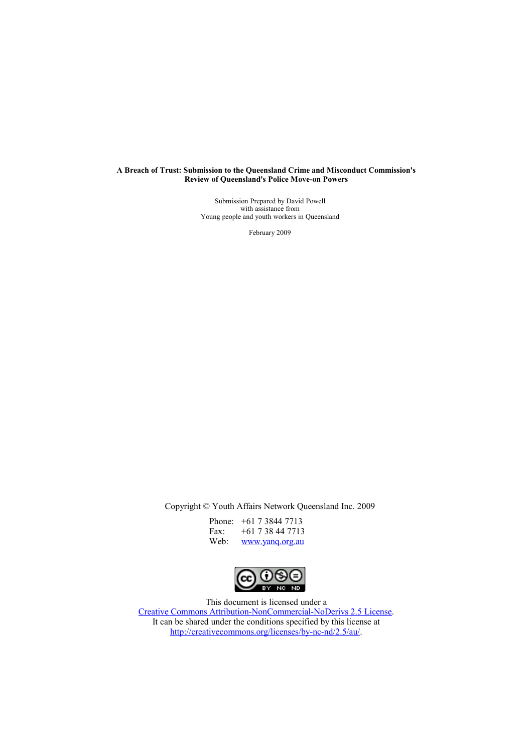**A Breach of Trust: Submission to the Queensland Crime and Misconduct Commission's Review of Queensland's Police Move-on Powers**

Submission Prepared by David Powell
with assistance from
Young people and youth workers in Queensland

February 2009

Copyright © Youth Affairs Network Queensland Inc. 2009

Phone: +61 7 3844 7713
Fax: +61 7 38 44 7713
Web: [www.yanq.org.au](http://www.yanq.org.au)

This document is licensed under a
[Creative Commons Attribution-NonCommercial-NoDerivs 2.5 License](http://creativecommons.org/licenses/by-nc-nd/2.5/au/).
It can be shared under the conditions specified by this license at
[http://creativecommons.org/licenses/by-nc-nd/2.5/au/](http://creativecommons.org/licenses/by-nc-nd/2.5/au/).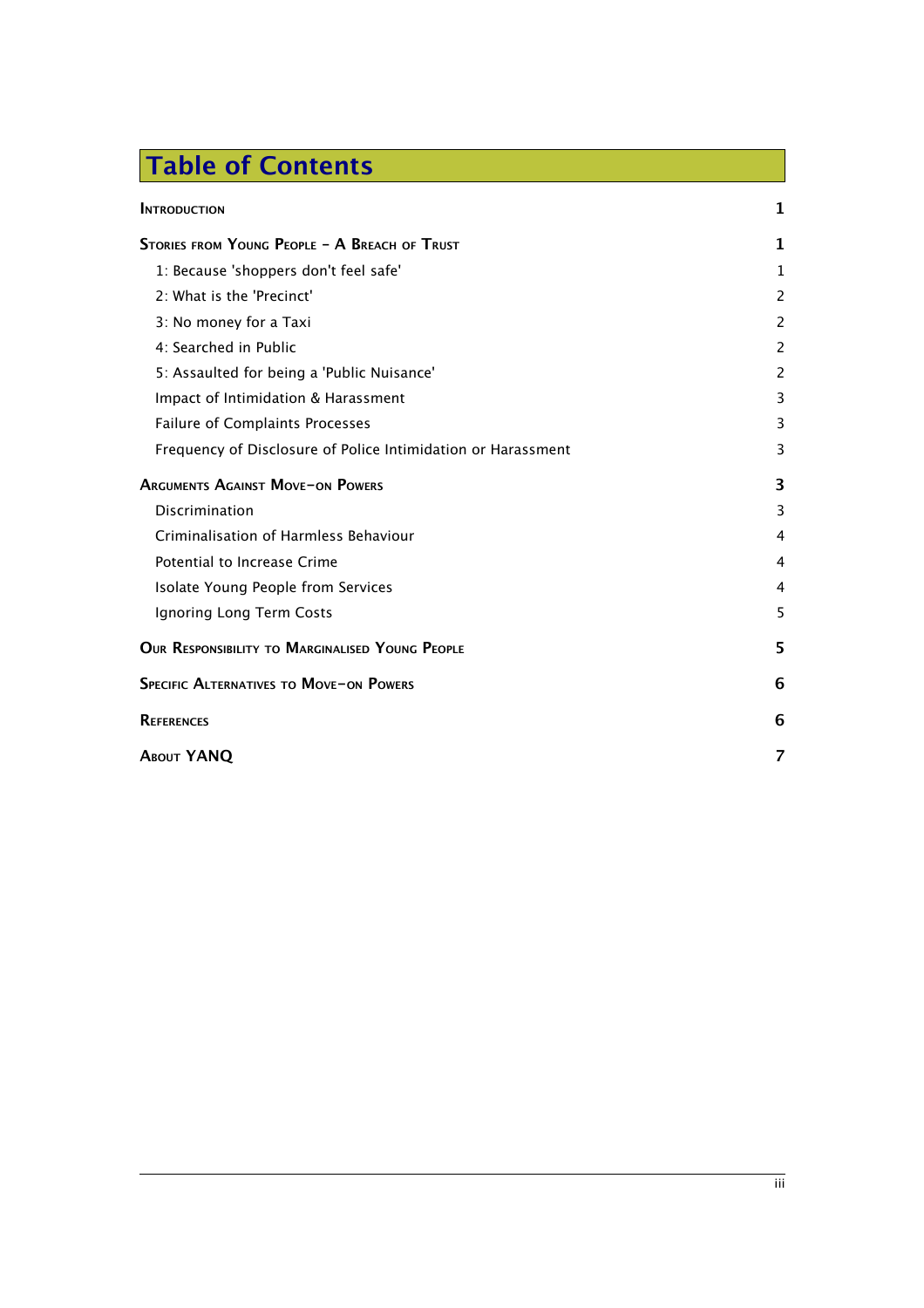# Table of Contents

| | |
|---|---|
| **Introduction** | **1** |
| **Stories from Young People – A Breach of Trust** | **1** |
| 1: Because 'shoppers don't feel safe' | 1 |
| 2: What is the 'Precinct' | 2 |
| 3: No money for a Taxi | 2 |
| 4: Searched in Public | 2 |
| 5: Assaulted for being a 'Public Nuisance' | 2 |
| Impact of Intimidation & Harassment | 3 |
| Failure of Complaints Processes | 3 |
| Frequency of Disclosure of Police Intimidation or Harassment | 3 |
| **Arguments Against Move-on Powers** | **3** |
| Discrimination | 3 |
| Criminalisation of Harmless Behaviour | 4 |
| Potential to Increase Crime | 4 |
| Isolate Young People from Services | 4 |
| Ignoring Long Term Costs | 5 |
| **Our Responsibility to Marginalised Young People** | **5** |
| **Specific Alternatives to Move-on Powers** | **6** |
| **References** | **6** |
| **About YANQ** | **7** |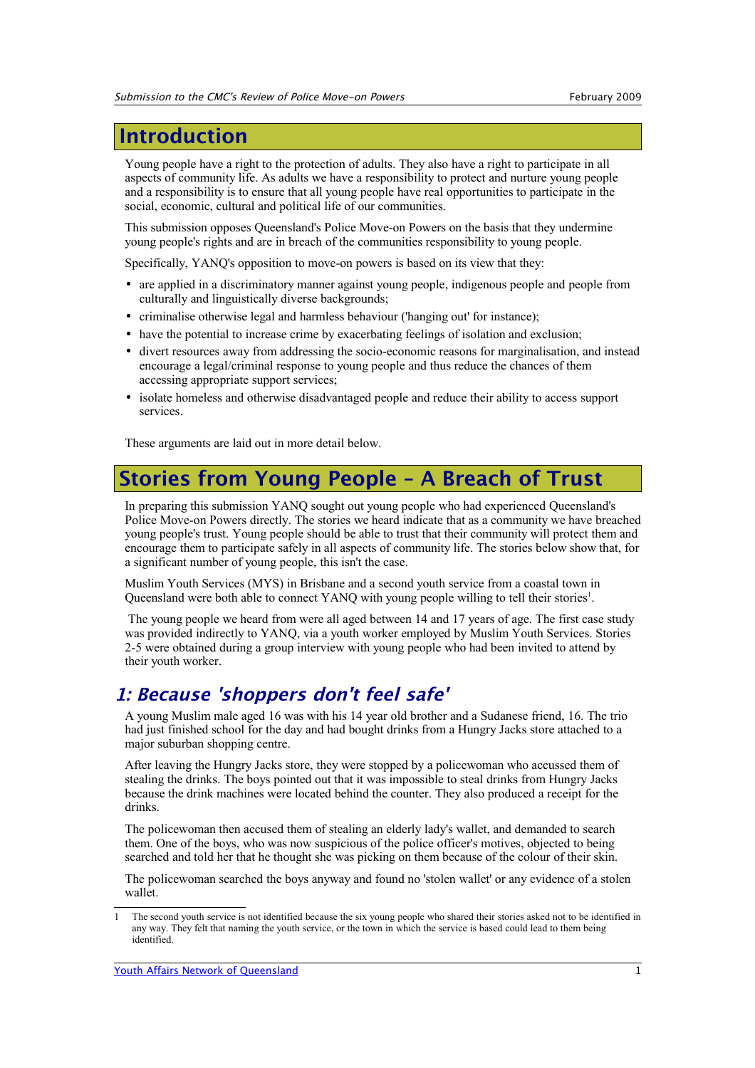# Introduction

Young people have a right to the protection of adults. They also have a right to participate in all aspects of community life. As adults we have a responsibility to protect and nurture young people and a responsibility is to ensure that all young people have real opportunities to participate in the social, economic, cultural and political life of our communities.

This submission opposes Queensland's Police Move-on Powers on the basis that they undermine young people's rights and are in breach of the communities responsibility to young people.

Specifically, YANQ's opposition to move-on powers is based on its view that they:

- are applied in a discriminatory manner against young people, indigenous people and people from culturally and linguistically diverse backgrounds;
- criminalise otherwise legal and harmless behaviour ('hanging out' for instance);
- have the potential to increase crime by exacerbating feelings of isolation and exclusion;
- divert resources away from addressing the socio-economic reasons for marginalisation, and instead encourage a legal/criminal response to young people and thus reduce the chances of them accessing appropriate support services;
- isolate homeless and otherwise disadvantaged people and reduce their ability to access support services.

These arguments are laid out in more detail below.

# Stories from Young People – A Breach of Trust

In preparing this submission YANQ sought out young people who had experienced Queensland's Police Move-on Powers directly. The stories we heard indicate that as a community we have breached young people's trust. Young people should be able to trust that their community will protect them and encourage them to participate safely in all aspects of community life. The stories below show that, for a significant number of young people, this isn't the case.

Muslim Youth Services (MYS) in Brisbane and a second youth service from a coastal town in Queensland were both able to connect YANQ with young people willing to tell their stories[1].

The young people we heard from were all aged between 14 and 17 years of age. The first case study was provided indirectly to YANQ, via a youth worker employed by Muslim Youth Services. Stories 2-5 were obtained during a group interview with young people who had been invited to attend by their youth worker.

## *1: Because 'shoppers don't feel safe'*

A young Muslim male aged 16 was with his 14 year old brother and a Sudanese friend, 16. The trio had just finished school for the day and had bought drinks from a Hungry Jacks store attached to a major suburban shopping centre.

After leaving the Hungry Jacks store, they were stopped by a policewoman who accussed them of stealing the drinks. The boys pointed out that it was impossible to steal drinks from Hungry Jacks because the drink machines were located behind the counter. They also produced a receipt for the drinks.

The policewoman then accused them of stealing an elderly lady's wallet, and demanded to search them. One of the boys, who was now suspicious of the police officer's motives, objected to being searched and told her that he thought she was picking on them because of the colour of their skin.

The policewoman searched the boys anyway and found no 'stolen wallet' or any evidence of a stolen wallet.

---

[1] The second youth service is not identified because the six young people who shared their stories asked not to be identified in any way. They felt that naming the youth service, or the town in which the service is based could lead to them being identified.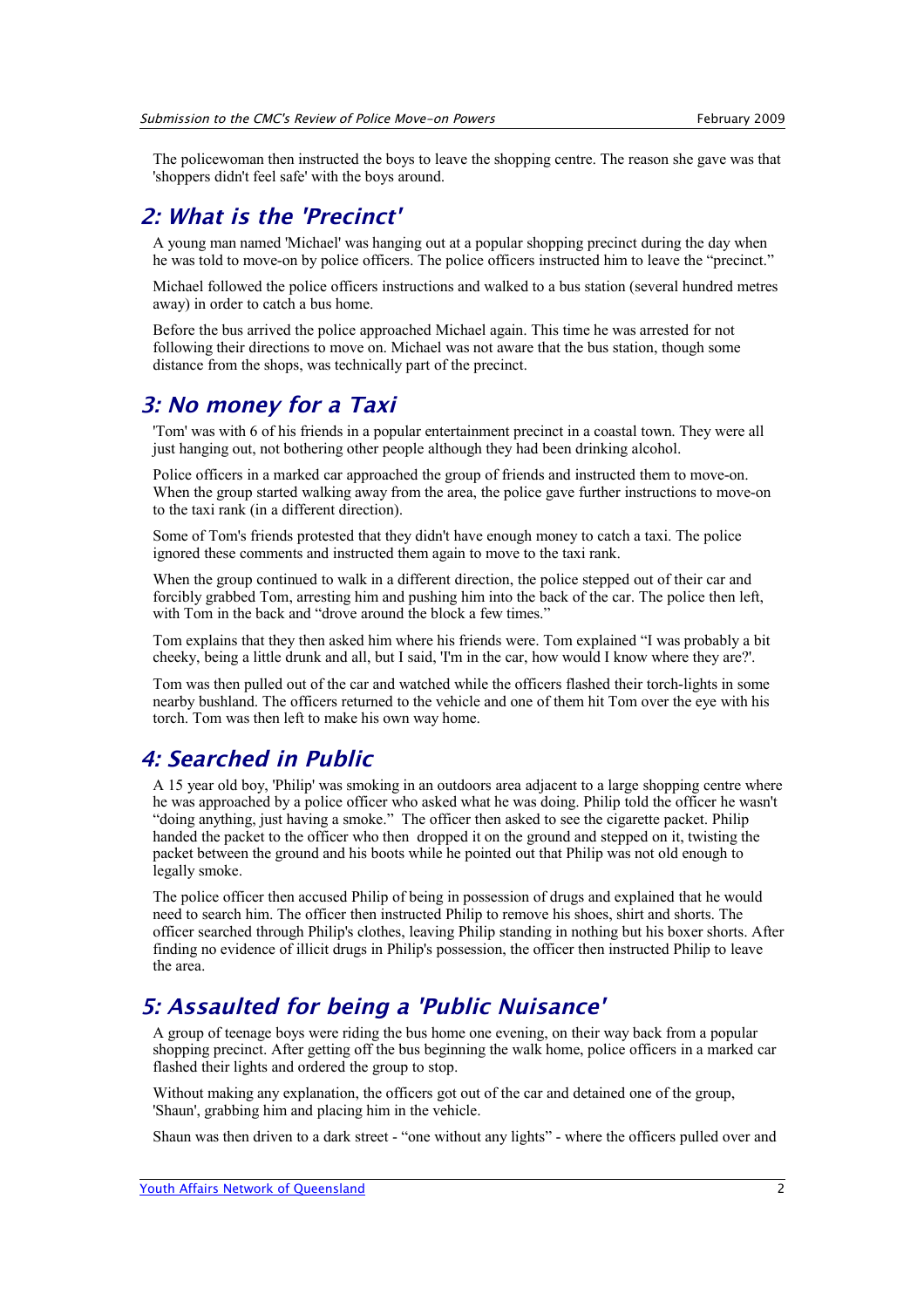The policewoman then instructed the boys to leave the shopping centre. The reason she gave was that 'shoppers didn't feel safe' with the boys around.

## 2: What is the 'Precinct'

A young man named 'Michael' was hanging out at a popular shopping precinct during the day when he was told to move-on by police officers. The police officers instructed him to leave the "precinct."

Michael followed the police officers instructions and walked to a bus station (several hundred metres away) in order to catch a bus home.

Before the bus arrived the police approached Michael again. This time he was arrested for not following their directions to move on. Michael was not aware that the bus station, though some distance from the shops, was technically part of the precinct.

## 3: No money for a Taxi

'Tom' was with 6 of his friends in a popular entertainment precinct in a coastal town. They were all just hanging out, not bothering other people although they had been drinking alcohol.

Police officers in a marked car approached the group of friends and instructed them to move-on. When the group started walking away from the area, the police gave further instructions to move-on to the taxi rank (in a different direction).

Some of Tom's friends protested that they didn't have enough money to catch a taxi. The police ignored these comments and instructed them again to move to the taxi rank.

When the group continued to walk in a different direction, the police stepped out of their car and forcibly grabbed Tom, arresting him and pushing him into the back of the car. The police then left, with Tom in the back and "drove around the block a few times."

Tom explains that they then asked him where his friends were. Tom explained "I was probably a bit cheeky, being a little drunk and all, but I said, 'I'm in the car, how would I know where they are?'.

Tom was then pulled out of the car and watched while the officers flashed their torch-lights in some nearby bushland. The officers returned to the vehicle and one of them hit Tom over the eye with his torch. Tom was then left to make his own way home.

## 4: Searched in Public

A 15 year old boy, 'Philip' was smoking in an outdoors area adjacent to a large shopping centre where he was approached by a police officer who asked what he was doing. Philip told the officer he wasn't "doing anything, just having a smoke." The officer then asked to see the cigarette packet. Philip handed the packet to the officer who then dropped it on the ground and stepped on it, twisting the packet between the ground and his boots while he pointed out that Philip was not old enough to legally smoke.

The police officer then accused Philip of being in possession of drugs and explained that he would need to search him. The officer then instructed Philip to remove his shoes, shirt and shorts. The officer searched through Philip's clothes, leaving Philip standing in nothing but his boxer shorts. After finding no evidence of illicit drugs in Philip's possession, the officer then instructed Philip to leave the area.

## 5: Assaulted for being a 'Public Nuisance'

A group of teenage boys were riding the bus home one evening, on their way back from a popular shopping precinct. After getting off the bus beginning the walk home, police officers in a marked car flashed their lights and ordered the group to stop.

Without making any explanation, the officers got out of the car and detained one of the group, 'Shaun', grabbing him and placing him in the vehicle.

Shaun was then driven to a dark street - "one without any lights" - where the officers pulled over and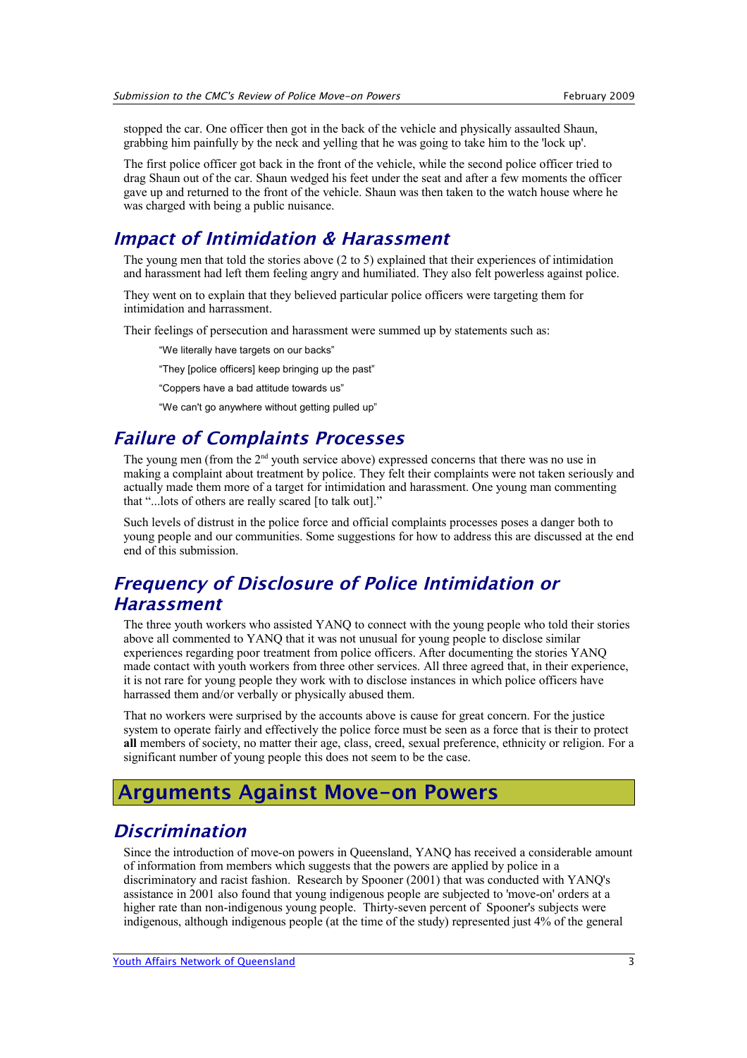stopped the car. One officer then got in the back of the vehicle and physically assaulted Shaun, grabbing him painfully by the neck and yelling that he was going to take him to the 'lock up'.

The first police officer got back in the front of the vehicle, while the second police officer tried to drag Shaun out of the car. Shaun wedged his feet under the seat and after a few moments the officer gave up and returned to the front of the vehicle. Shaun was then taken to the watch house where he was charged with being a public nuisance.

## *Impact of Intimidation & Harassment*

The young men that told the stories above (2 to 5) explained that their experiences of intimidation and harassment had left them feeling angry and humiliated. They also felt powerless against police.

They went on to explain that they believed particular police officers were targeting them for intimidation and harrassment.

Their feelings of persecution and harassment were summed up by statements such as:

"We literally have targets on our backs"

"They [police officers] keep bringing up the past"

"Coppers have a bad attitude towards us"

"We can't go anywhere without getting pulled up"

## *Failure of Complaints Processes*

The young men (from the 2nd youth service above) expressed concerns that there was no use in making a complaint about treatment by police. They felt their complaints were not taken seriously and actually made them more of a target for intimidation and harassment. One young man commenting that "...lots of others are really scared [to talk out]."

Such levels of distrust in the police force and official complaints processes poses a danger both to young people and our communities. Some suggestions for how to address this are discussed at the end end of this submission.

## *Frequency of Disclosure of Police Intimidation or Harassment*

The three youth workers who assisted YANQ to connect with the young people who told their stories above all commented to YANQ that it was not unusual for young people to disclose similar experiences regarding poor treatment from police officers. After documenting the stories YANQ made contact with youth workers from three other services. All three agreed that, in their experience, it is not rare for young people they work with to disclose instances in which police officers have harrassed them and/or verbally or physically abused them.

That no workers were surprised by the accounts above is cause for great concern. For the justice system to operate fairly and effectively the police force must be seen as a force that is their to protect **all** members of society, no matter their age, class, creed, sexual preference, ethnicity or religion. For a significant number of young people this does not seem to be the case.

# Arguments Against Move-on Powers

## *Discrimination*

Since the introduction of move-on powers in Queensland, YANQ has received a considerable amount of information from members which suggests that the powers are applied by police in a discriminatory and racist fashion. Research by Spooner (2001) that was conducted with YANQ's assistance in 2001 also found that young indigenous people are subjected to 'move-on' orders at a higher rate than non-indigenous young people. Thirty-seven percent of Spooner's subjects were indigenous, although indigenous people (at the time of the study) represented just 4% of the general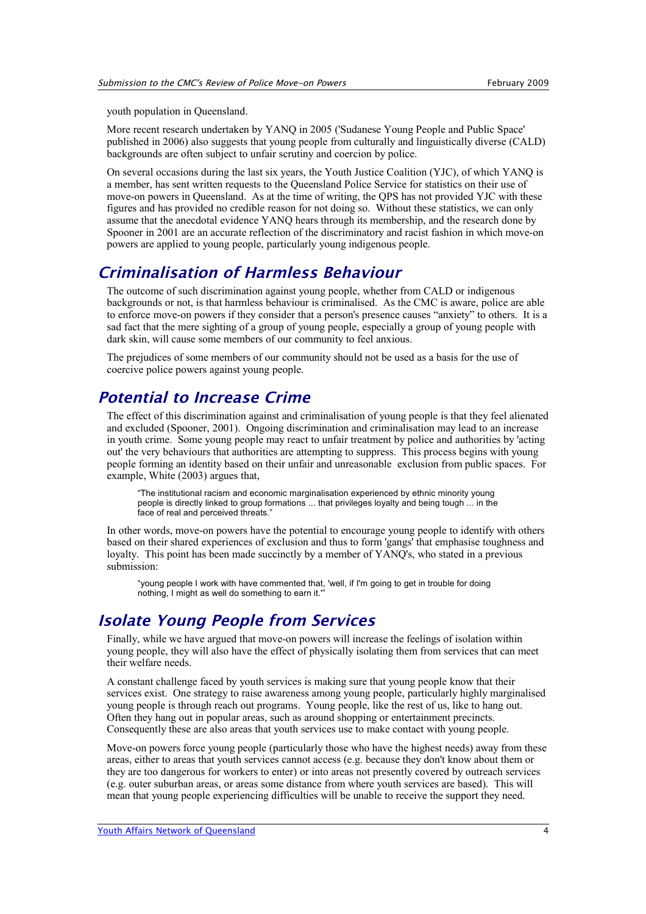youth population in Queensland.

More recent research undertaken by YANQ in 2005 ('Sudanese Young People and Public Space' published in 2006) also suggests that young people from culturally and linguistically diverse (CALD) backgrounds are often subject to unfair scrutiny and coercion by police.

On several occasions during the last six years, the Youth Justice Coalition (YJC), of which YANQ is a member, has sent written requests to the Queensland Police Service for statistics on their use of move-on powers in Queensland. As at the time of writing, the QPS has not provided YJC with these figures and has provided no credible reason for not doing so. Without these statistics, we can only assume that the anecdotal evidence YANQ hears through its membership, and the research done by Spooner in 2001 are an accurate reflection of the discriminatory and racist fashion in which move-on powers are applied to young people, particularly young indigenous people.

## Criminalisation of Harmless Behaviour

The outcome of such discrimination against young people, whether from CALD or indigenous backgrounds or not, is that harmless behaviour is criminalised. As the CMC is aware, police are able to enforce move-on powers if they consider that a person's presence causes "anxiety" to others. It is a sad fact that the mere sighting of a group of young people, especially a group of young people with dark skin, will cause some members of our community to feel anxious.

The prejudices of some members of our community should not be used as a basis for the use of coercive police powers against young people.

## Potential to Increase Crime

The effect of this discrimination against and criminalisation of young people is that they feel alienated and excluded (Spooner, 2001). Ongoing discrimination and criminalisation may lead to an increase in youth crime. Some young people may react to unfair treatment by police and authorities by 'acting out' the very behaviours that authorities are attempting to suppress. This process begins with young people forming an identity based on their unfair and unreasonable exclusion from public spaces. For example, White (2003) argues that,

> "The institutional racism and economic marginalisation experienced by ethnic minority young people is directly linked to group formations ... that privileges loyalty and being tough ... in the face of real and perceived threats."

In other words, move-on powers have the potential to encourage young people to identify with others based on their shared experiences of exclusion and thus to form 'gangs' that emphasise toughness and loyalty. This point has been made succinctly by a member of YANQ's, who stated in a previous submission:

> "young people I work with have commented that, 'well, if I'm going to get in trouble for doing nothing, I might as well do something to earn it.'"

## Isolate Young People from Services

Finally, while we have argued that move-on powers will increase the feelings of isolation within young people, they will also have the effect of physically isolating them from services that can meet their welfare needs.

A constant challenge faced by youth services is making sure that young people know that their services exist. One strategy to raise awareness among young people, particularly highly marginalised young people is through reach out programs. Young people, like the rest of us, like to hang out. Often they hang out in popular areas, such as around shopping or entertainment precincts. Consequently these are also areas that youth services use to make contact with young people.

Move-on powers force young people (particularly those who have the highest needs) away from these areas, either to areas that youth services cannot access (e.g. because they don't know about them or they are too dangerous for workers to enter) or into areas not presently covered by outreach services (e.g. outer suburban areas, or areas some distance from where youth services are based). This will mean that young people experiencing difficulties will be unable to receive the support they need.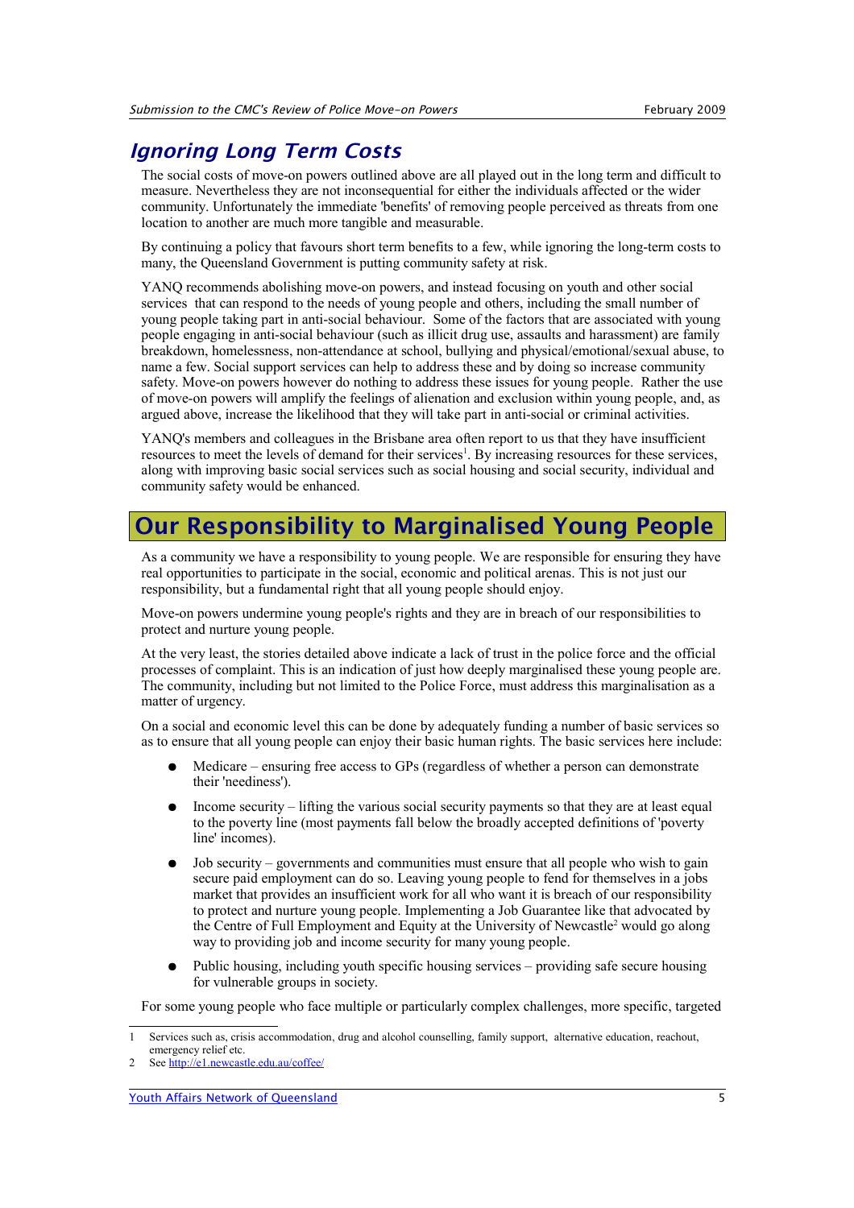## *Ignoring Long Term Costs*

The social costs of move-on powers outlined above are all played out in the long term and difficult to measure. Nevertheless they are not inconsequential for either the individuals affected or the wider community. Unfortunately the immediate 'benefits' of removing people perceived as threats from one location to another are much more tangible and measurable.

By continuing a policy that favours short term benefits to a few, while ignoring the long-term costs to many, the Queensland Government is putting community safety at risk.

YANQ recommends abolishing move-on powers, and instead focusing on youth and other social services that can respond to the needs of young people and others, including the small number of young people taking part in anti-social behaviour. Some of the factors that are associated with young people engaging in anti-social behaviour (such as illicit drug use, assaults and harassment) are family breakdown, homelessness, non-attendance at school, bullying and physical/emotional/sexual abuse, to name a few. Social support services can help to address these and by doing so increase community safety. Move-on powers however do nothing to address these issues for young people. Rather the use of move-on powers will amplify the feelings of alienation and exclusion within young people, and, as argued above, increase the likelihood that they will take part in anti-social or criminal activities.

YANQ's members and colleagues in the Brisbane area often report to us that they have insufficient resources to meet the levels of demand for their services[1]. By increasing resources for these services, along with improving basic social services such as social housing and social security, individual and community safety would be enhanced.

# Our Responsibility to Marginalised Young People

As a community we have a responsibility to young people. We are responsible for ensuring they have real opportunities to participate in the social, economic and political arenas. This is not just our responsibility, but a fundamental right that all young people should enjoy.

Move-on powers undermine young people's rights and they are in breach of our responsibilities to protect and nurture young people.

At the very least, the stories detailed above indicate a lack of trust in the police force and the official processes of complaint. This is an indication of just how deeply marginalised these young people are. The community, including but not limited to the Police Force, must address this marginalisation as a matter of urgency.

On a social and economic level this can be done by adequately funding a number of basic services so as to ensure that all young people can enjoy their basic human rights. The basic services here include:

- Medicare – ensuring free access to GPs (regardless of whether a person can demonstrate their 'neediness').
- Income security – lifting the various social security payments so that they are at least equal to the poverty line (most payments fall below the broadly accepted definitions of 'poverty line' incomes).
- Job security – governments and communities must ensure that all people who wish to gain secure paid employment can do so. Leaving young people to fend for themselves in a jobs market that provides an insufficient work for all who want it is breach of our responsibility to protect and nurture young people. Implementing a Job Guarantee like that advocated by the Centre of Full Employment and Equity at the University of Newcastle[2] would go along way to providing job and income security for many young people.
- Public housing, including youth specific housing services – providing safe secure housing for vulnerable groups in society.

For some young people who face multiple or particularly complex challenges, more specific, targeted

---

1 Services such as, crisis accommodation, drug and alcohol counselling, family support, alternative education, reachout, emergency relief etc.

2 See http://e1.newcastle.edu.au/coffee/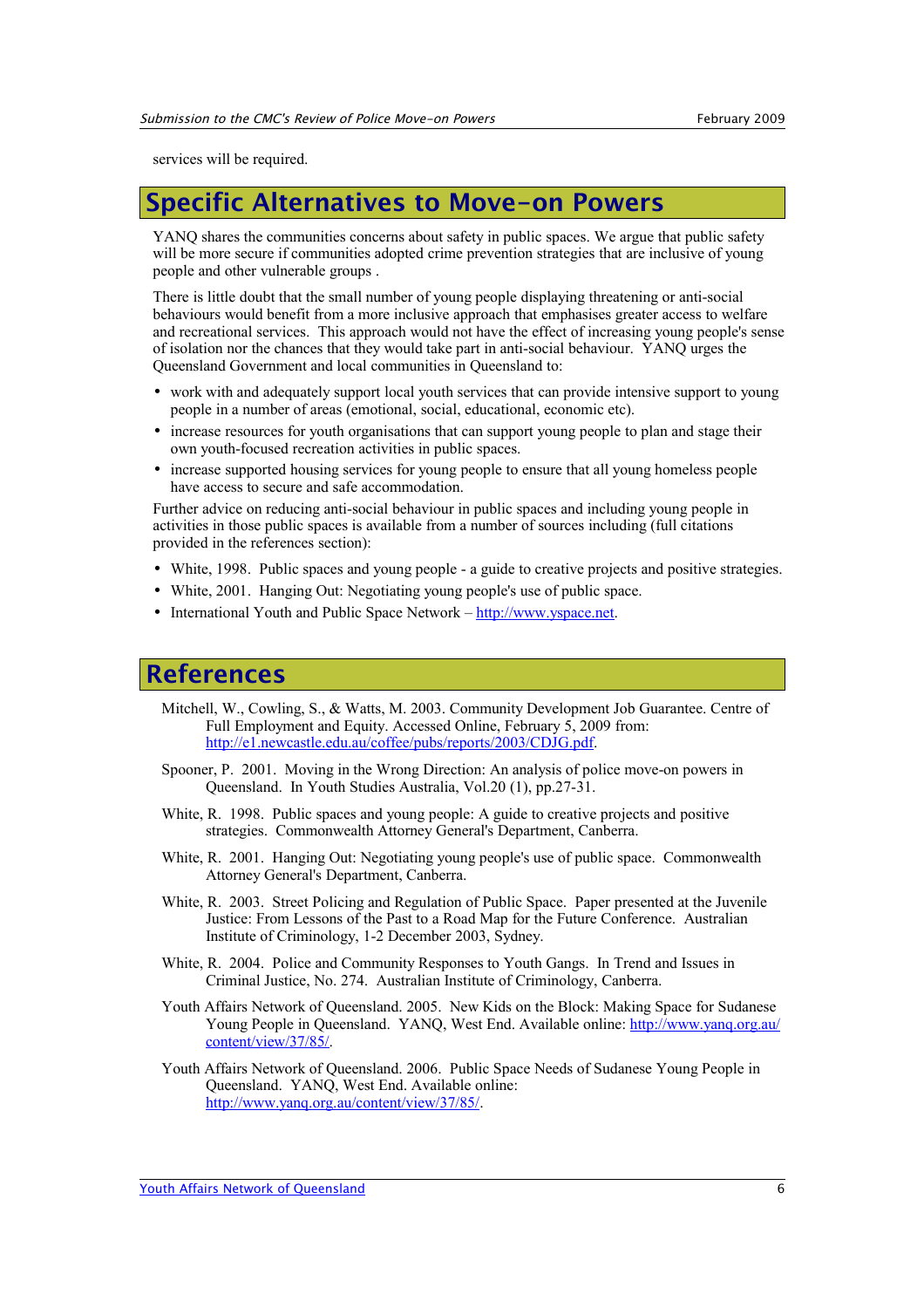services will be required.

## Specific Alternatives to Move-on Powers

YANQ shares the communities concerns about safety in public spaces. We argue that public safety will be more secure if communities adopted crime prevention strategies that are inclusive of young people and other vulnerable groups .

There is little doubt that the small number of young people displaying threatening or anti-social behaviours would benefit from a more inclusive approach that emphasises greater access to welfare and recreational services. This approach would not have the effect of increasing young people's sense of isolation nor the chances that they would take part in anti-social behaviour. YANQ urges the Queensland Government and local communities in Queensland to:

- work with and adequately support local youth services that can provide intensive support to young people in a number of areas (emotional, social, educational, economic etc).
- increase resources for youth organisations that can support young people to plan and stage their own youth-focused recreation activities in public spaces.
- increase supported housing services for young people to ensure that all young homeless people have access to secure and safe accommodation.

Further advice on reducing anti-social behaviour in public spaces and including young people in activities in those public spaces is available from a number of sources including (full citations provided in the references section):

- White, 1998. Public spaces and young people - a guide to creative projects and positive strategies.
- White, 2001. Hanging Out: Negotiating young people's use of public space.
- International Youth and Public Space Network – http://www.yspace.net.

## References

Mitchell, W., Cowling, S., & Watts, M. 2003. Community Development Job Guarantee. Centre of Full Employment and Equity. Accessed Online, February 5, 2009 from: http://e1.newcastle.edu.au/coffee/pubs/reports/2003/CDJG.pdf.

Spooner, P. 2001. Moving in the Wrong Direction: An analysis of police move-on powers in Queensland. In Youth Studies Australia, Vol.20 (1), pp.27-31.

White, R. 1998. Public spaces and young people: A guide to creative projects and positive strategies. Commonwealth Attorney General's Department, Canberra.

White, R. 2001. Hanging Out: Negotiating young people's use of public space. Commonwealth Attorney General's Department, Canberra.

White, R. 2003. Street Policing and Regulation of Public Space. Paper presented at the Juvenile Justice: From Lessons of the Past to a Road Map for the Future Conference. Australian Institute of Criminology, 1-2 December 2003, Sydney.

White, R. 2004. Police and Community Responses to Youth Gangs. In Trend and Issues in Criminal Justice, No. 274. Australian Institute of Criminology, Canberra.

Youth Affairs Network of Queensland. 2005. New Kids on the Block: Making Space for Sudanese Young People in Queensland. YANQ, West End. Available online: http://www.yanq.org.au/content/view/37/85/.

Youth Affairs Network of Queensland. 2006. Public Space Needs of Sudanese Young People in Queensland. YANQ, West End. Available online: http://www.yanq.org.au/content/view/37/85/.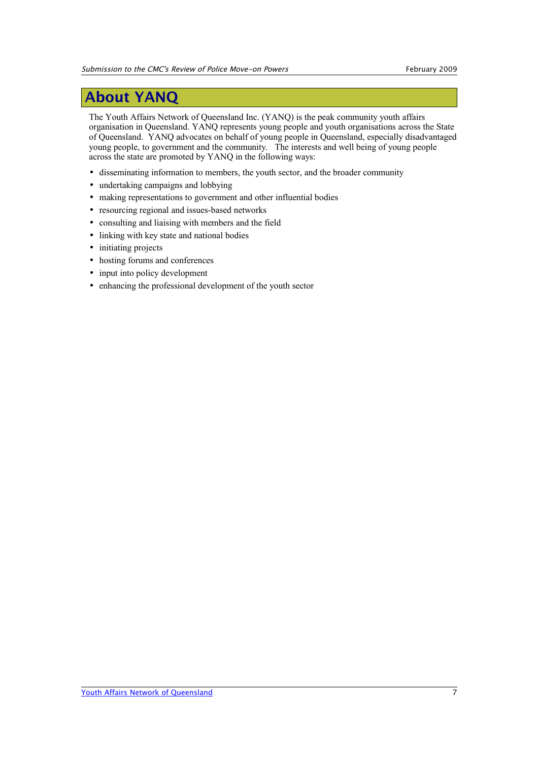# About YANQ

The Youth Affairs Network of Queensland Inc. (YANQ) is the peak community youth affairs organisation in Queensland. YANQ represents young people and youth organisations across the State of Queensland. YANQ advocates on behalf of young people in Queensland, especially disadvantaged young people, to government and the community. The interests and well being of young people across the state are promoted by YANQ in the following ways:

- disseminating information to members, the youth sector, and the broader community
- undertaking campaigns and lobbying
- making representations to government and other influential bodies
- resourcing regional and issues-based networks
- consulting and liaising with members and the field
- linking with key state and national bodies
- initiating projects
- hosting forums and conferences
- input into policy development
- enhancing the professional development of the youth sector